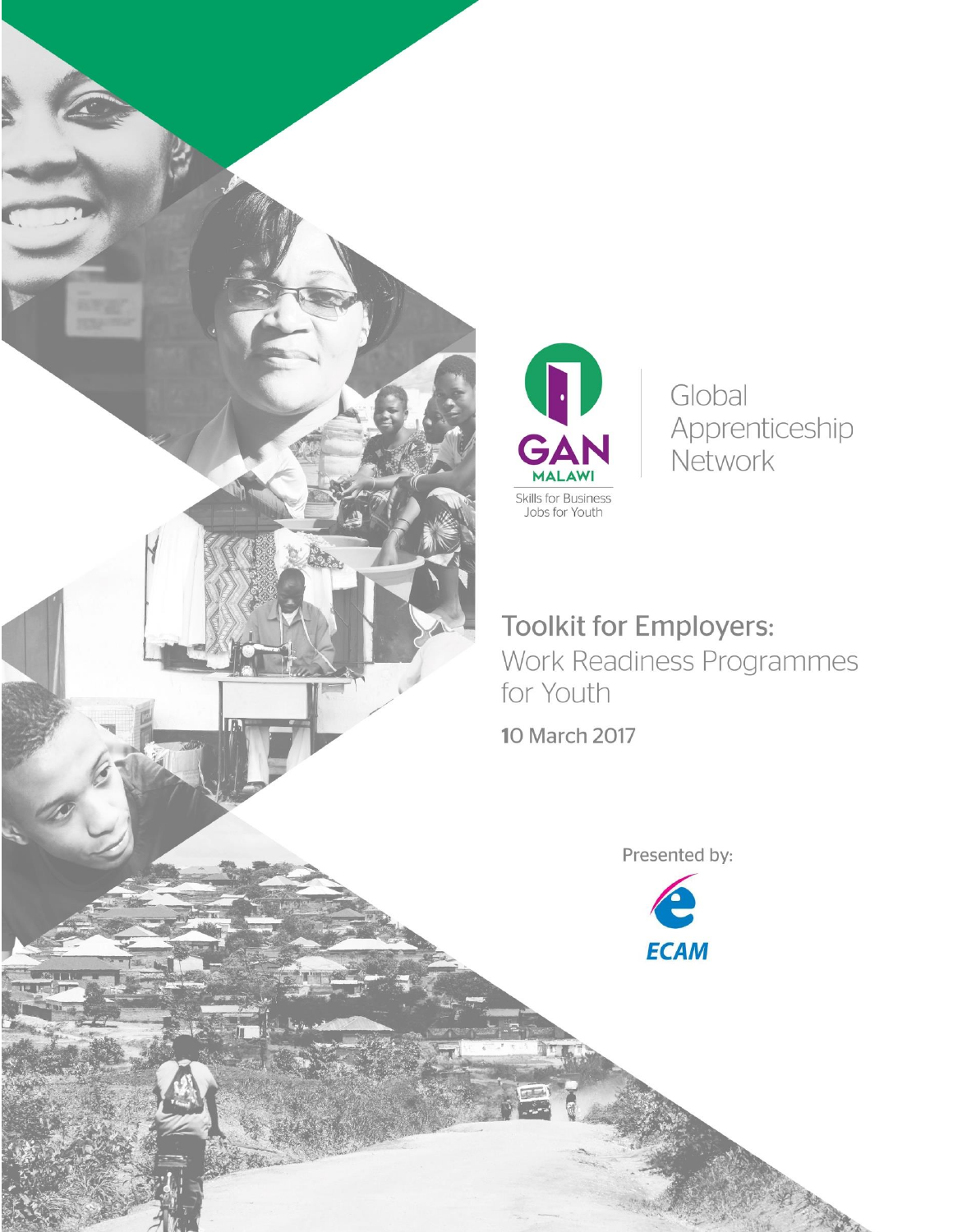GAN MALAWI

Skills for Business
Jobs for Youth

Global Apprenticeship Network

# Toolkit for Employers: Work Readiness Programmes for Youth

**10 March 2017**

Presented by:

ECAM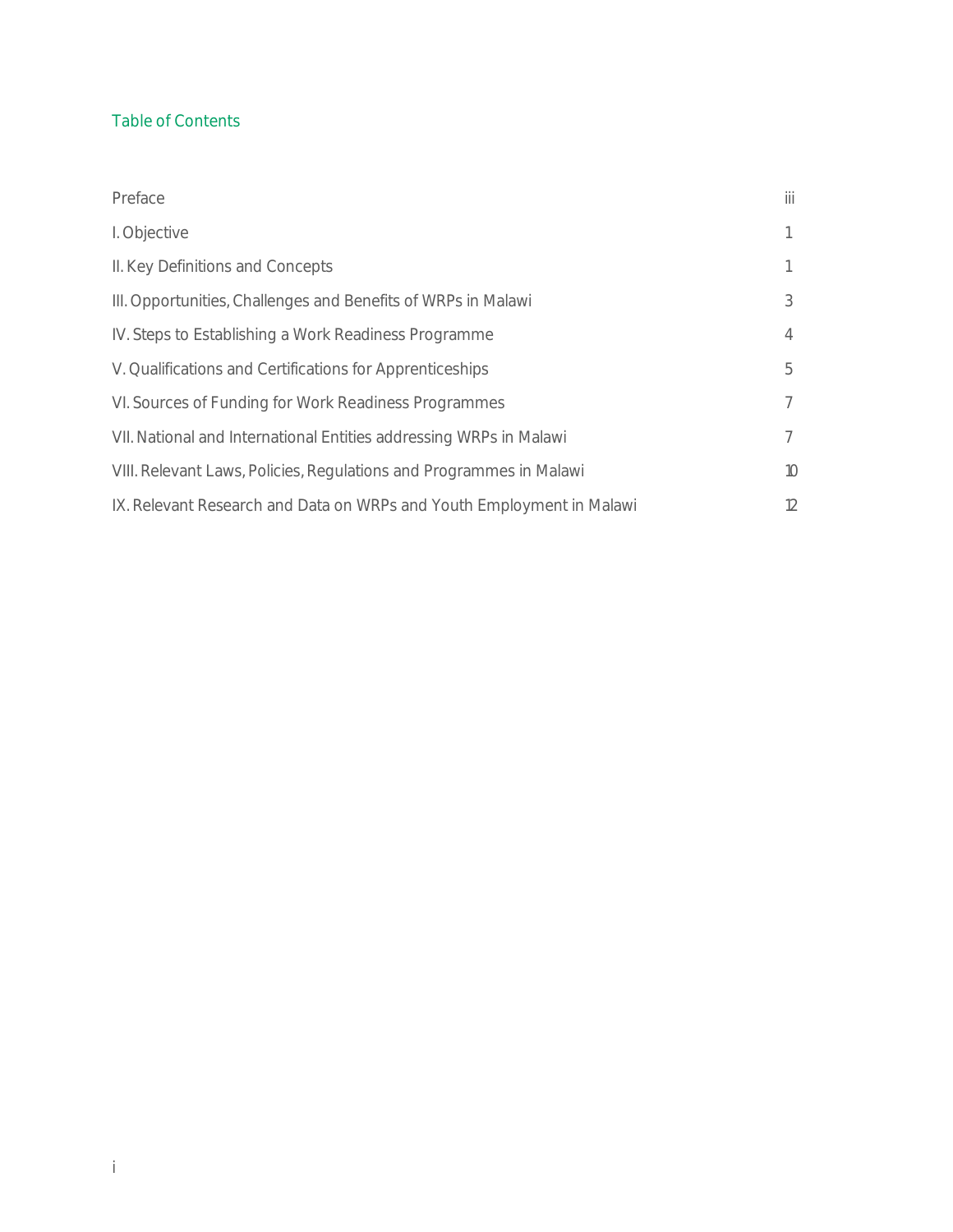## Table of Contents

| | |
|---|---|
| Preface | iii |
| I. Objective | 1 |
| II. Key Definitions and Concepts | 1 |
| III. Opportunities, Challenges and Benefits of WRPs in Malawi | 3 |
| IV. Steps to Establishing a Work Readiness Programme | 4 |
| V. Qualifications and Certifications for Apprenticeships | 5 |
| VI. Sources of Funding for Work Readiness Programmes | 7 |
| VII. National and International Entities addressing WRPs in Malawi | 7 |
| VIII. Relevant Laws, Policies, Regulations and Programmes in Malawi | 10 |
| IX. Relevant Research and Data on WRPs and Youth Employment in Malawi | 12 |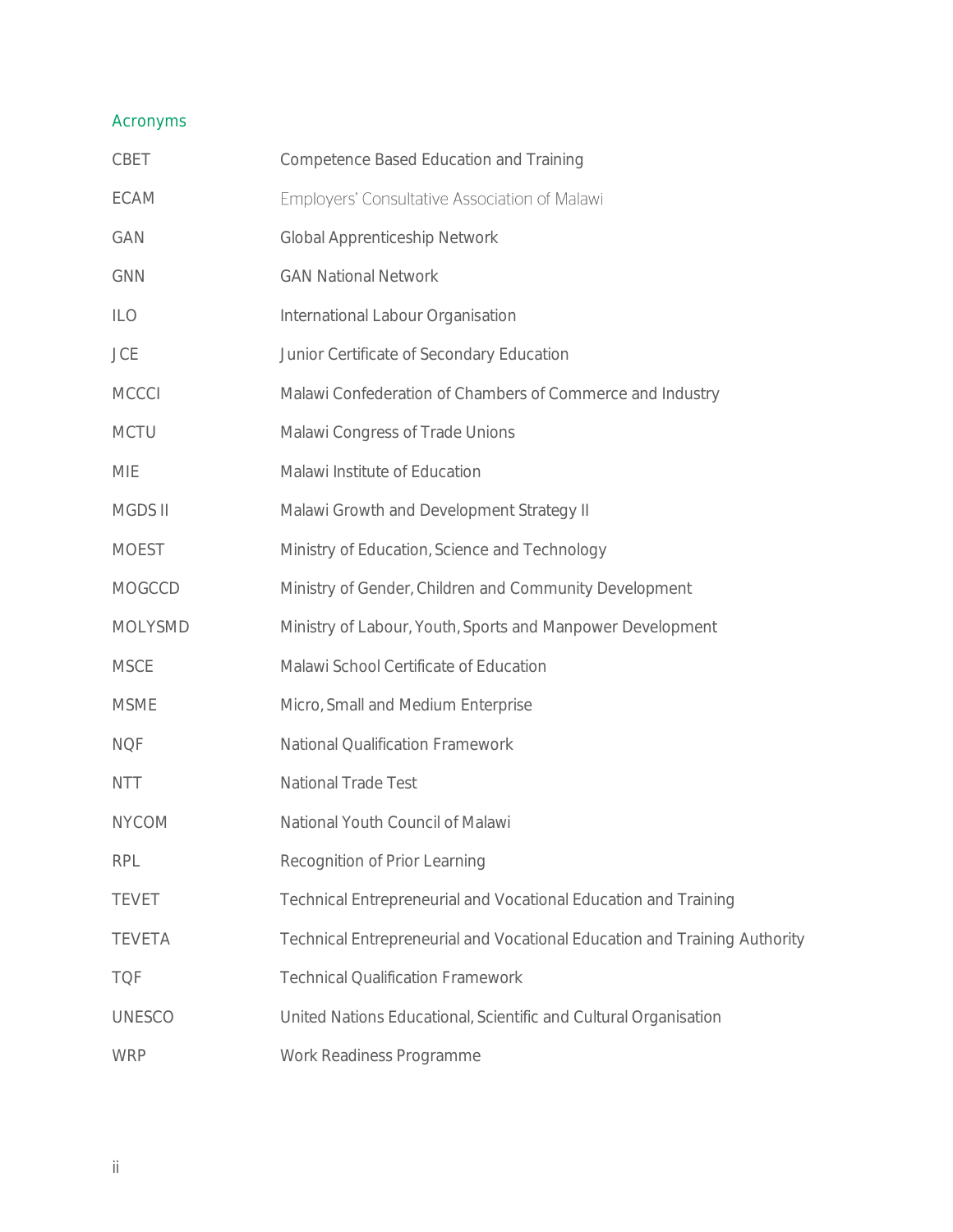## Acronyms

| | |
|---|---|
| CBET | Competence Based Education and Training |
| ECAM | Employers' Consultative Association of Malawi |
| GAN | Global Apprenticeship Network |
| GNN | GAN National Network |
| ILO | International Labour Organisation |
| JCE | Junior Certificate of Secondary Education |
| MCCCI | Malawi Confederation of Chambers of Commerce and Industry |
| MCTU | Malawi Congress of Trade Unions |
| MIE | Malawi Institute of Education |
| MGDS II | Malawi Growth and Development Strategy II |
| MOEST | Ministry of Education, Science and Technology |
| MOGCCD | Ministry of Gender, Children and Community Development |
| MOLYSMD | Ministry of Labour, Youth, Sports and Manpower Development |
| MSCE | Malawi School Certificate of Education |
| MSME | Micro, Small and Medium Enterprise |
| NQF | National Qualification Framework |
| NTT | National Trade Test |
| NYCOM | National Youth Council of Malawi |
| RPL | Recognition of Prior Learning |
| TEVET | Technical Entrepreneurial and Vocational Education and Training |
| TEVETA | Technical Entrepreneurial and Vocational Education and Training Authority |
| TQF | Technical Qualification Framework |
| UNESCO | United Nations Educational, Scientific and Cultural Organisation |
| WRP | Work Readiness Programme |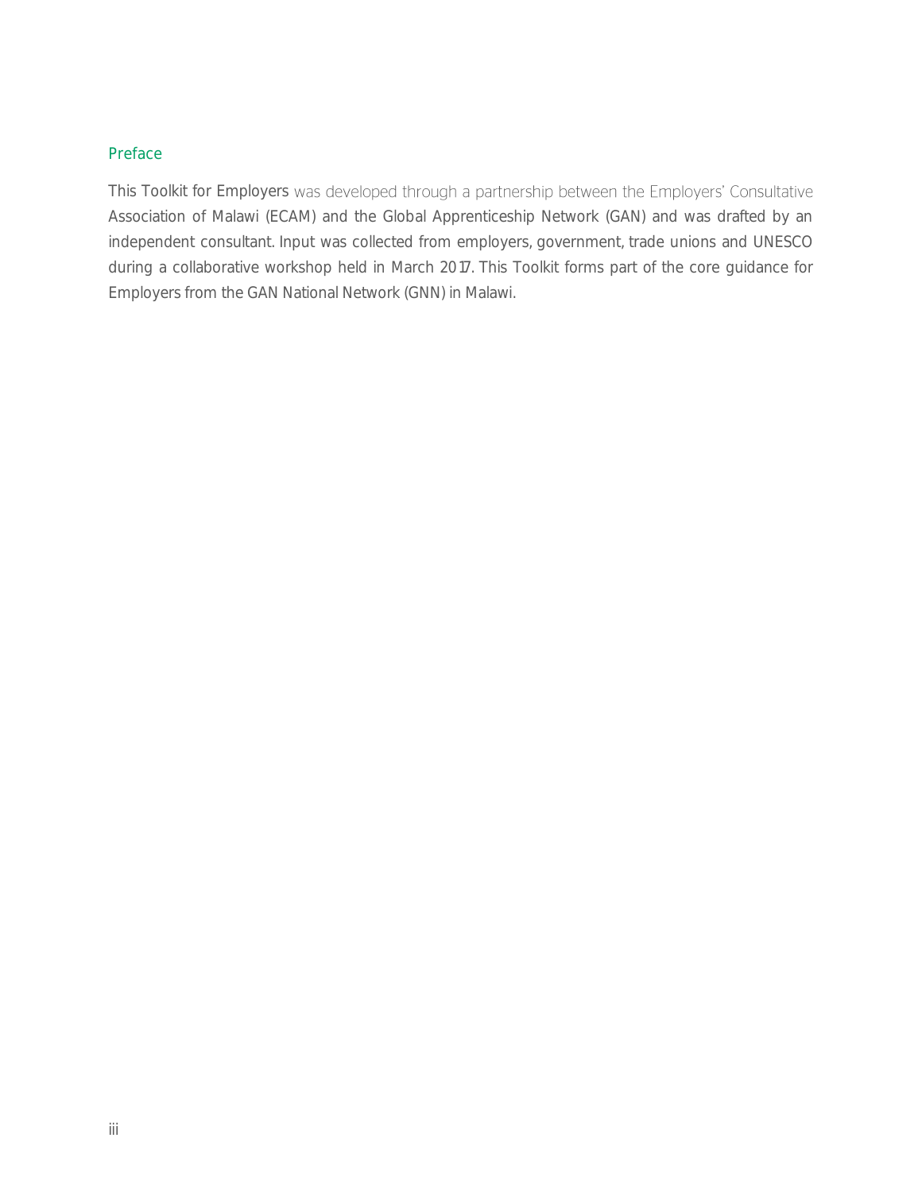## Preface

This Toolkit for Employers was developed through a partnership between the Employers' Consultative Association of Malawi (ECAM) and the Global Apprenticeship Network (GAN) and was drafted by an independent consultant. Input was collected from employers, government, trade unions and UNESCO during a collaborative workshop held in March 2017. This Toolkit forms part of the core guidance for Employers from the GAN National Network (GNN) in Malawi.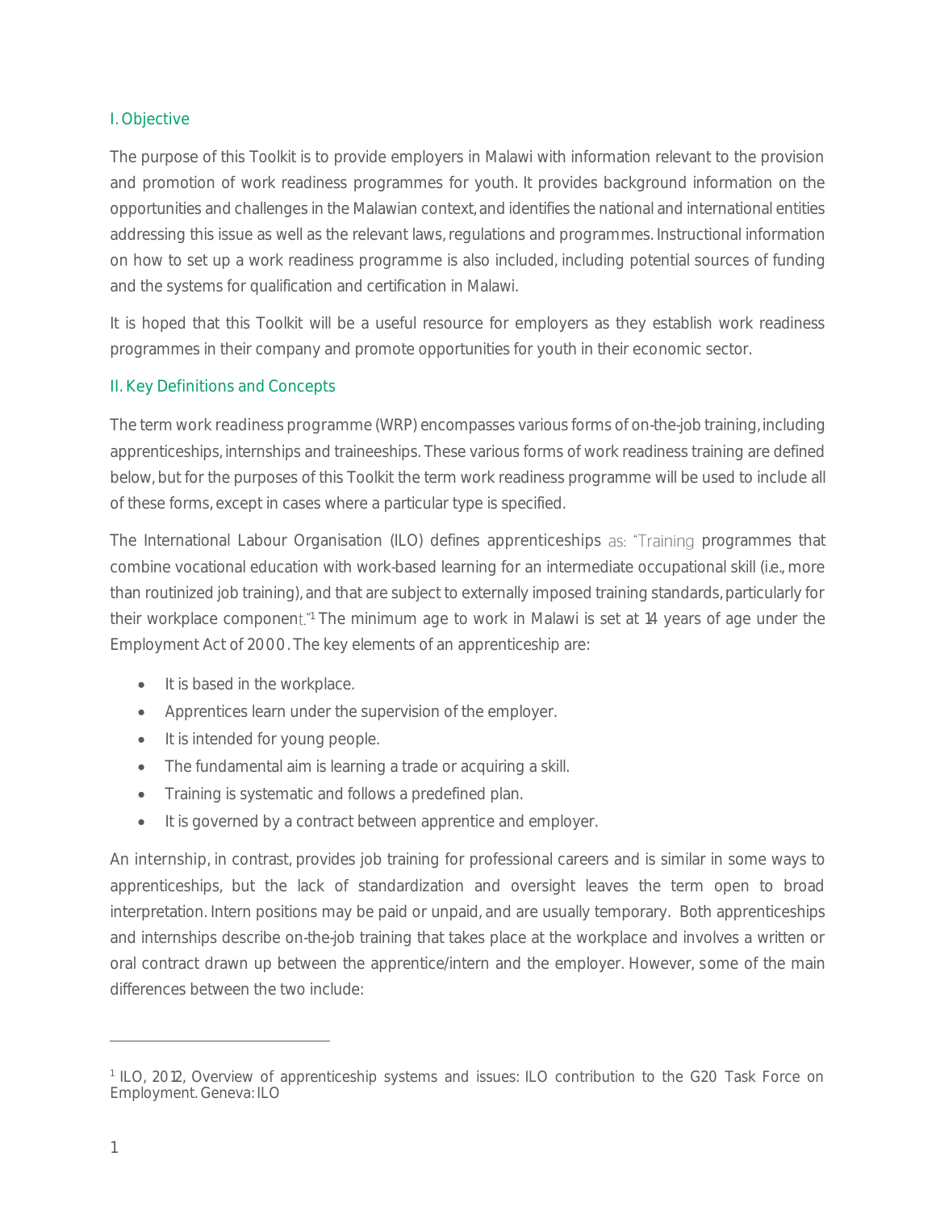## I. Objective

The purpose of this Toolkit is to provide employers in Malawi with information relevant to the provision and promotion of work readiness programmes for youth. It provides background information on the opportunities and challenges in the Malawian context, and identifies the national and international entities addressing this issue as well as the relevant laws, regulations and programmes. Instructional information on how to set up a work readiness programme is also included, including potential sources of funding and the systems for qualification and certification in Malawi.

It is hoped that this Toolkit will be a useful resource for employers as they establish work readiness programmes in their company and promote opportunities for youth in their economic sector.

## II. Key Definitions and Concepts

The term work readiness programme (WRP) encompasses various forms of on-the-job training, including apprenticeships, internships and traineeships. These various forms of work readiness training are defined below, but for the purposes of this Toolkit the term work readiness programme will be used to include all of these forms, except in cases where a particular type is specified.

The International Labour Organisation (ILO) defines apprenticeships as: "Training programmes that combine vocational education with work-based learning for an intermediate occupational skill (i.e., more than routinized job training), and that are subject to externally imposed training standards, particularly for their workplace component."[1] The minimum age to work in Malawi is set at 14 years of age under the Employment Act of 2000. The key elements of an apprenticeship are:

- It is based in the workplace.
- Apprentices learn under the supervision of the employer.
- It is intended for young people.
- The fundamental aim is learning a trade or acquiring a skill.
- Training is systematic and follows a predefined plan.
- It is governed by a contract between apprentice and employer.

An internship, in contrast, provides job training for professional careers and is similar in some ways to apprenticeships, but the lack of standardization and oversight leaves the term open to broad interpretation. Intern positions may be paid or unpaid, and are usually temporary. Both apprenticeships and internships describe on-the-job training that takes place at the workplace and involves a written or oral contract drawn up between the apprentice/intern and the employer. However, some of the main differences between the two include:

---

[1] ILO, 2012, Overview of apprenticeship systems and issues: ILO contribution to the G20 Task Force on Employment. Geneva: ILO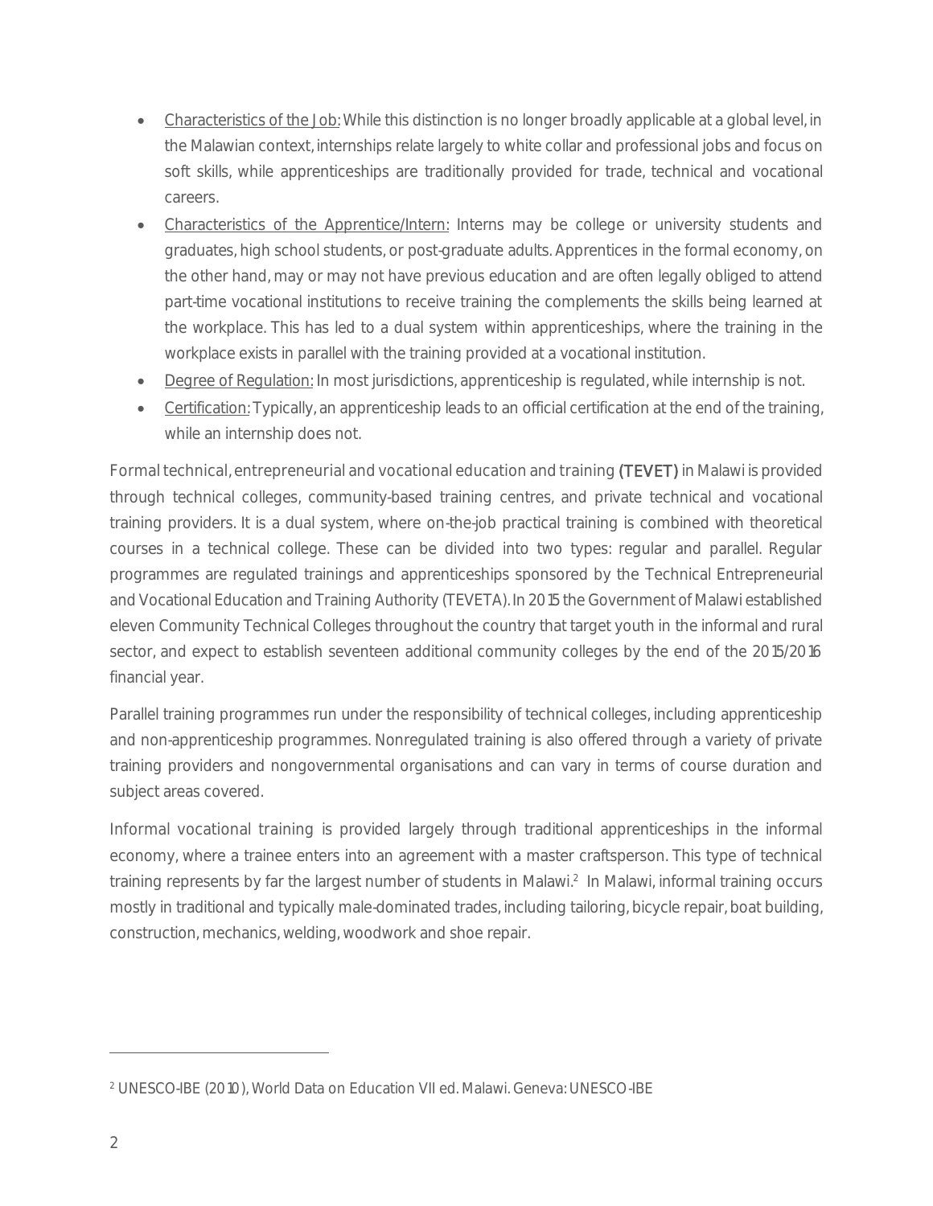- Characteristics of the Job: While this distinction is no longer broadly applicable at a global level, in the Malawian context, internships relate largely to white collar and professional jobs and focus on soft skills, while apprenticeships are traditionally provided for trade, technical and vocational careers.
- Characteristics of the Apprentice/Intern: Interns may be college or university students and graduates, high school students, or post-graduate adults. Apprentices in the formal economy, on the other hand, may or may not have previous education and are often legally obliged to attend part-time vocational institutions to receive training the complements the skills being learned at the workplace. This has led to a dual system within apprenticeships, where the training in the workplace exists in parallel with the training provided at a vocational institution.
- Degree of Regulation: In most jurisdictions, apprenticeship is regulated, while internship is not.
- Certification: Typically, an apprenticeship leads to an official certification at the end of the training, while an internship does not.

Formal technical, entrepreneurial and vocational education and training (TEVET) in Malawi is provided through technical colleges, community-based training centres, and private technical and vocational training providers. It is a dual system, where on-the-job practical training is combined with theoretical courses in a technical college. These can be divided into two types: regular and parallel. Regular programmes are regulated trainings and apprenticeships sponsored by the Technical Entrepreneurial and Vocational Education and Training Authority (TEVETA). In 2015 the Government of Malawi established eleven Community Technical Colleges throughout the country that target youth in the informal and rural sector, and expect to establish seventeen additional community colleges by the end of the 2015/2016 financial year.

Parallel training programmes run under the responsibility of technical colleges, including apprenticeship and non-apprenticeship programmes. Nonregulated training is also offered through a variety of private training providers and nongovernmental organisations and can vary in terms of course duration and subject areas covered.

Informal vocational training is provided largely through traditional apprenticeships in the informal economy, where a trainee enters into an agreement with a master craftsperson. This type of technical training represents by far the largest number of students in Malawi.[2] In Malawi, informal training occurs mostly in traditional and typically male-dominated trades, including tailoring, bicycle repair, boat building, construction, mechanics, welding, woodwork and shoe repair.

[2] UNESCO-IBE (2010), World Data on Education VII ed. Malawi. Geneva: UNESCO-IBE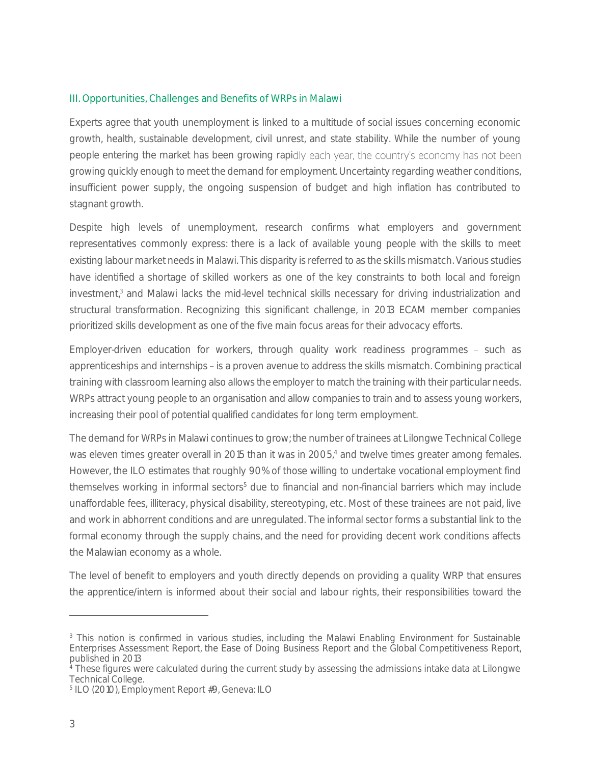## III. Opportunities, Challenges and Benefits of WRPs in Malawi

Experts agree that youth unemployment is linked to a multitude of social issues concerning economic growth, health, sustainable development, civil unrest, and state stability. While the number of young people entering the market has been growing rapidly each year, the country's economy has not been growing quickly enough to meet the demand for employment. Uncertainty regarding weather conditions, insufficient power supply, the ongoing suspension of budget and high inflation has contributed to stagnant growth.

Despite high levels of unemployment, research confirms what employers and government representatives commonly express: there is a lack of available young people with the skills to meet existing labour market needs in Malawi. This disparity is referred to as the skills mismatch. Various studies have identified a shortage of skilled workers as one of the key constraints to both local and foreign investment,[3] and Malawi lacks the mid-level technical skills necessary for driving industrialization and structural transformation. Recognizing this significant challenge, in 2013 ECAM member companies prioritized skills development as one of the five main focus areas for their advocacy efforts.

Employer-driven education for workers, through quality work readiness programmes – such as apprenticeships and internships – is a proven avenue to address the skills mismatch. Combining practical training with classroom learning also allows the employer to match the training with their particular needs. WRPs attract young people to an organisation and allow companies to train and to assess young workers, increasing their pool of potential qualified candidates for long term employment.

The demand for WRPs in Malawi continues to grow; the number of trainees at Lilongwe Technical College was eleven times greater overall in 2015 than it was in 2005,[4] and twelve times greater among females. However, the ILO estimates that roughly 90% of those willing to undertake vocational employment find themselves working in informal sectors[5] due to financial and non-financial barriers which may include unaffordable fees, illiteracy, physical disability, stereotyping, etc. Most of these trainees are not paid, live and work in abhorrent conditions and are unregulated. The informal sector forms a substantial link to the formal economy through the supply chains, and the need for providing decent work conditions affects the Malawian economy as a whole.

The level of benefit to employers and youth directly depends on providing a quality WRP that ensures the apprentice/intern is informed about their social and labour rights, their responsibilities toward the

---

[3] This notion is confirmed in various studies, including the Malawi Enabling Environment for Sustainable Enterprises Assessment Report, the Ease of Doing Business Report and the Global Competitiveness Report, published in 2013

[4] These figures were calculated during the current study by assessing the admissions intake data at Lilongwe Technical College.

[5] ILO (2010), Employment Report #9, Geneva: ILO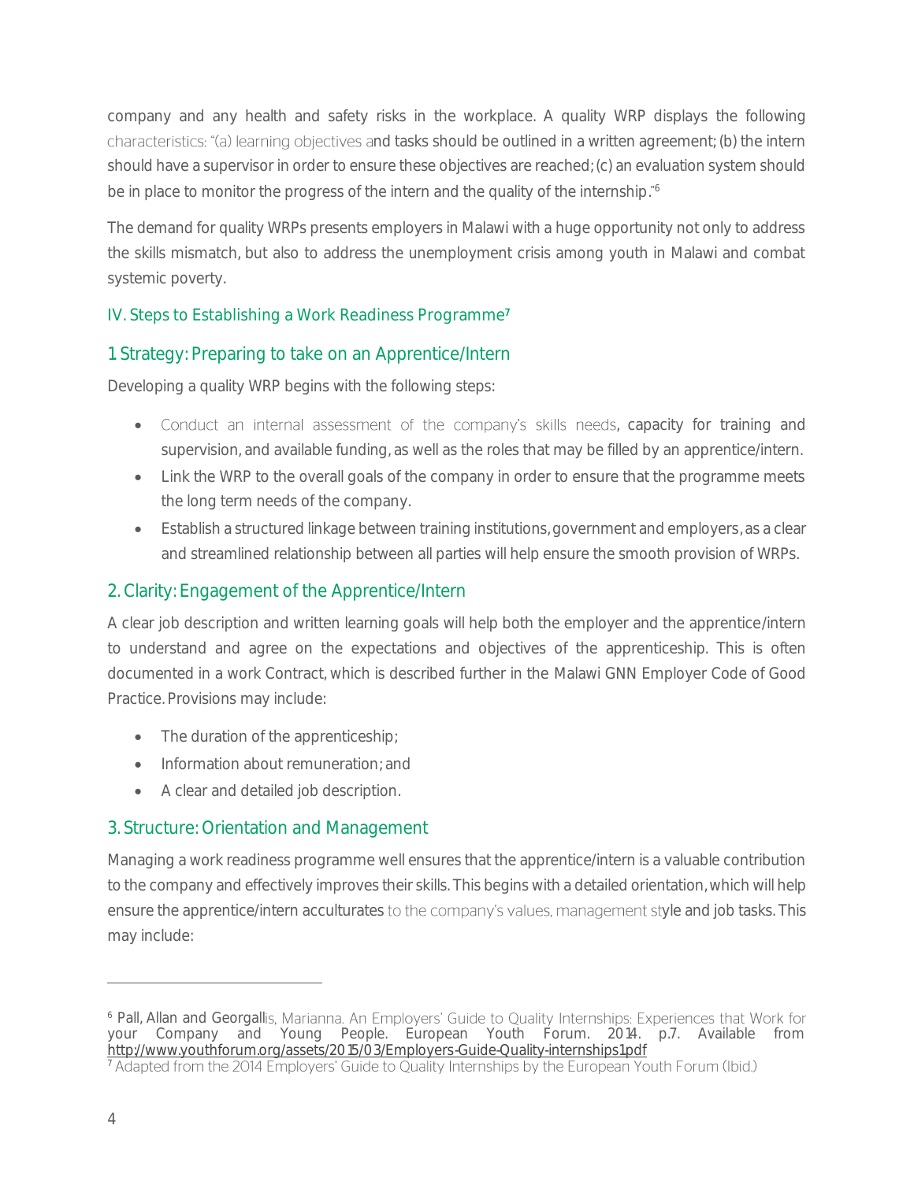company and any health and safety risks in the workplace. A quality WRP displays the following characteristics: "(a) learning objectives and tasks should be outlined in a written agreement; (b) the intern should have a supervisor in order to ensure these objectives are reached; (c) an evaluation system should be in place to monitor the progress of the intern and the quality of the internship."[6]

The demand for quality WRPs presents employers in Malawi with a huge opportunity not only to address the skills mismatch, but also to address the unemployment crisis among youth in Malawi and combat systemic poverty.

## IV. Steps to Establishing a Work Readiness Programme[7]

### 1 Strategy: Preparing to take on an Apprentice/Intern

Developing a quality WRP begins with the following steps:

- Conduct an internal assessment of the company's skills needs, capacity for training and supervision, and available funding, as well as the roles that may be filled by an apprentice/intern.
- Link the WRP to the overall goals of the company in order to ensure that the programme meets the long term needs of the company.
- Establish a structured linkage between training institutions, government and employers, as a clear and streamlined relationship between all parties will help ensure the smooth provision of WRPs.

### 2. Clarity: Engagement of the Apprentice/Intern

A clear job description and written learning goals will help both the employer and the apprentice/intern to understand and agree on the expectations and objectives of the apprenticeship. This is often documented in a work Contract, which is described further in the Malawi GNN Employer Code of Good Practice. Provisions may include:

- The duration of the apprenticeship;
- Information about remuneration; and
- A clear and detailed job description.

### 3. Structure: Orientation and Management

Managing a work readiness programme well ensures that the apprentice/intern is a valuable contribution to the company and effectively improves their skills. This begins with a detailed orientation, which will help ensure the apprentice/intern acculturates to the company's values, management style and job tasks. This may include:

---

[6] Pall, Allan and Georgallis, Marianna. An Employers' Guide to Quality Internships: Experiences that Work for your Company and Young People. European Youth Forum. 2014. p.7. Available from http://www.youthforum.org/assets/2015/03/Employers-Guide-Quality-internships1.pdf

[7] Adapted from the 2014 Employers' Guide to Quality Internships by the European Youth Forum (Ibid.)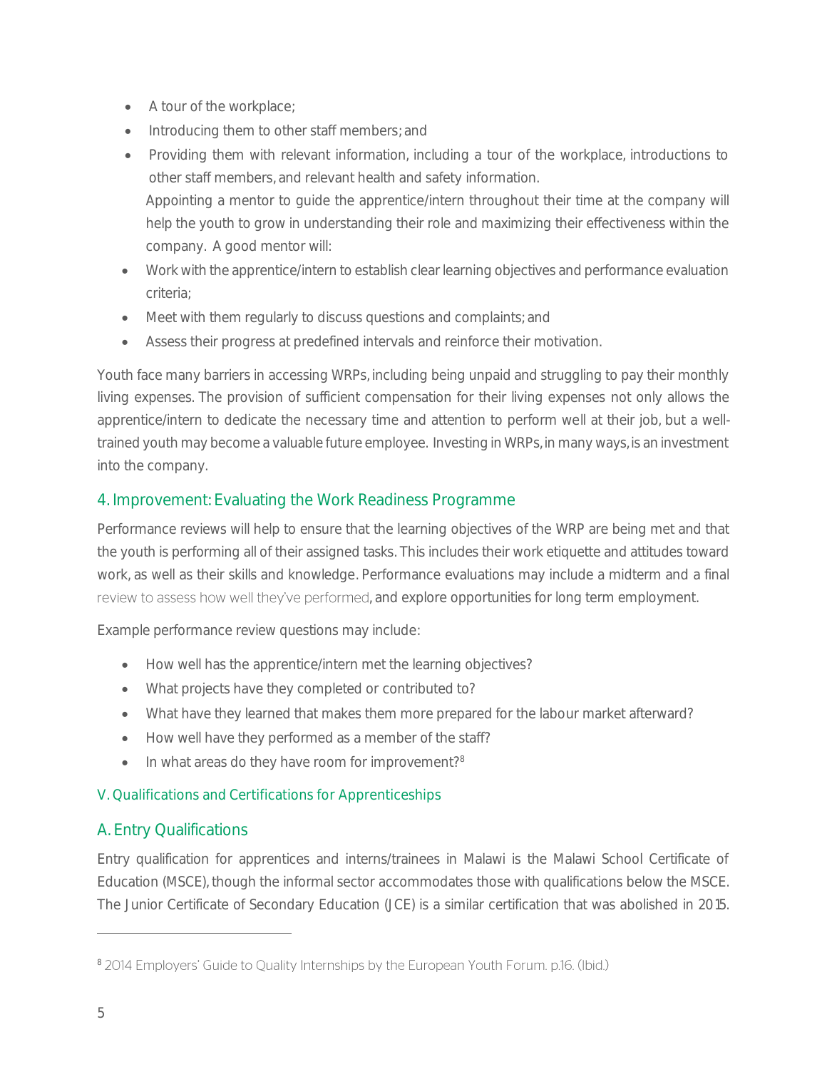- A tour of the workplace;
- Introducing them to other staff members; and
- Providing them with relevant information, including a tour of the workplace, introductions to other staff members, and relevant health and safety information.

  Appointing a mentor to guide the apprentice/intern throughout their time at the company will help the youth to grow in understanding their role and maximizing their effectiveness within the company. A good mentor will:
- Work with the apprentice/intern to establish clear learning objectives and performance evaluation criteria;
- Meet with them regularly to discuss questions and complaints; and
- Assess their progress at predefined intervals and reinforce their motivation.

Youth face many barriers in accessing WRPs, including being unpaid and struggling to pay their monthly living expenses. The provision of sufficient compensation for their living expenses not only allows the apprentice/intern to dedicate the necessary time and attention to perform well at their job, but a well-trained youth may become a valuable future employee. Investing in WRPs, in many ways, is an investment into the company.

## 4. Improvement: Evaluating the Work Readiness Programme

Performance reviews will help to ensure that the learning objectives of the WRP are being met and that the youth is performing all of their assigned tasks. This includes their work etiquette and attitudes toward work, as well as their skills and knowledge. Performance evaluations may include a midterm and a final review to assess how well they've performed, and explore opportunities for long term employment.

Example performance review questions may include:

- How well has the apprentice/intern met the learning objectives?
- What projects have they completed or contributed to?
- What have they learned that makes them more prepared for the labour market afterward?
- How well have they performed as a member of the staff?
- In what areas do they have room for improvement?[8]

### V. Qualifications and Certifications for Apprenticeships

## A. Entry Qualifications

Entry qualification for apprentices and interns/trainees in Malawi is the Malawi School Certificate of Education (MSCE), though the informal sector accommodates those with qualifications below the MSCE. The Junior Certificate of Secondary Education (JCE) is a similar certification that was abolished in 2015.

---

[8] 2014 Employers' Guide to Quality Internships by the European Youth Forum. p.16. (Ibid.)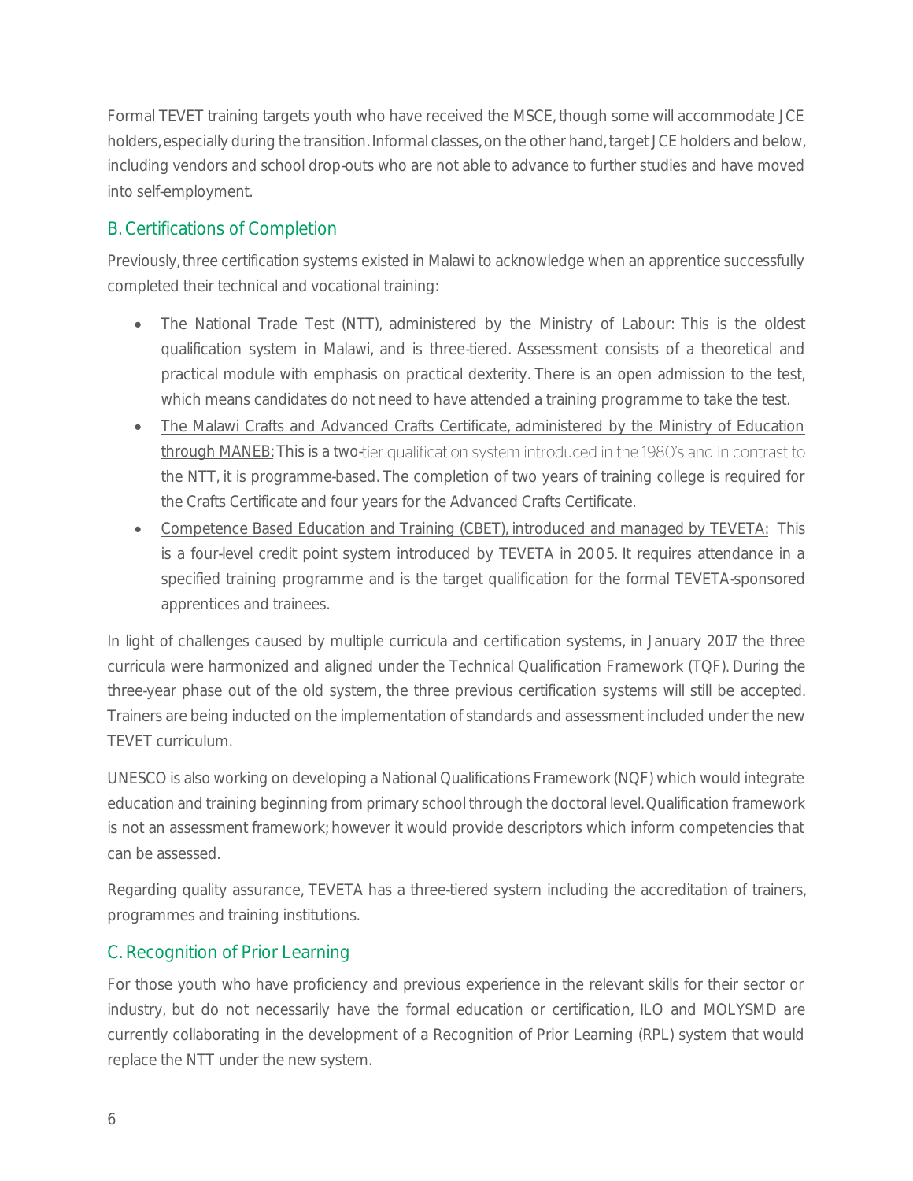Formal TEVET training targets youth who have received the MSCE, though some will accommodate JCE holders, especially during the transition. Informal classes, on the other hand, target JCE holders and below, including vendors and school drop-outs who are not able to advance to further studies and have moved into self-employment.

## B. Certifications of Completion

Previously, three certification systems existed in Malawi to acknowledge when an apprentice successfully completed their technical and vocational training:

- The National Trade Test (NTT), administered by the Ministry of Labour: This is the oldest qualification system in Malawi, and is three-tiered. Assessment consists of a theoretical and practical module with emphasis on practical dexterity. There is an open admission to the test, which means candidates do not need to have attended a training programme to take the test.
- The Malawi Crafts and Advanced Crafts Certificate, administered by the Ministry of Education through MANEB: This is a two-tier qualification system introduced in the 1980's and in contrast to the NTT, it is programme-based. The completion of two years of training college is required for the Crafts Certificate and four years for the Advanced Crafts Certificate.
- Competence Based Education and Training (CBET), introduced and managed by TEVETA: This is a four-level credit point system introduced by TEVETA in 2005. It requires attendance in a specified training programme and is the target qualification for the formal TEVETA-sponsored apprentices and trainees.

In light of challenges caused by multiple curricula and certification systems, in January 2017 the three curricula were harmonized and aligned under the Technical Qualification Framework (TQF). During the three-year phase out of the old system, the three previous certification systems will still be accepted. Trainers are being inducted on the implementation of standards and assessment included under the new TEVET curriculum.

UNESCO is also working on developing a National Qualifications Framework (NQF) which would integrate education and training beginning from primary school through the doctoral level. Qualification framework is not an assessment framework; however it would provide descriptors which inform competencies that can be assessed.

Regarding quality assurance, TEVETA has a three-tiered system including the accreditation of trainers, programmes and training institutions.

## C. Recognition of Prior Learning

For those youth who have proficiency and previous experience in the relevant skills for their sector or industry, but do not necessarily have the formal education or certification, ILO and MOLYSMD are currently collaborating in the development of a Recognition of Prior Learning (RPL) system that would replace the NTT under the new system.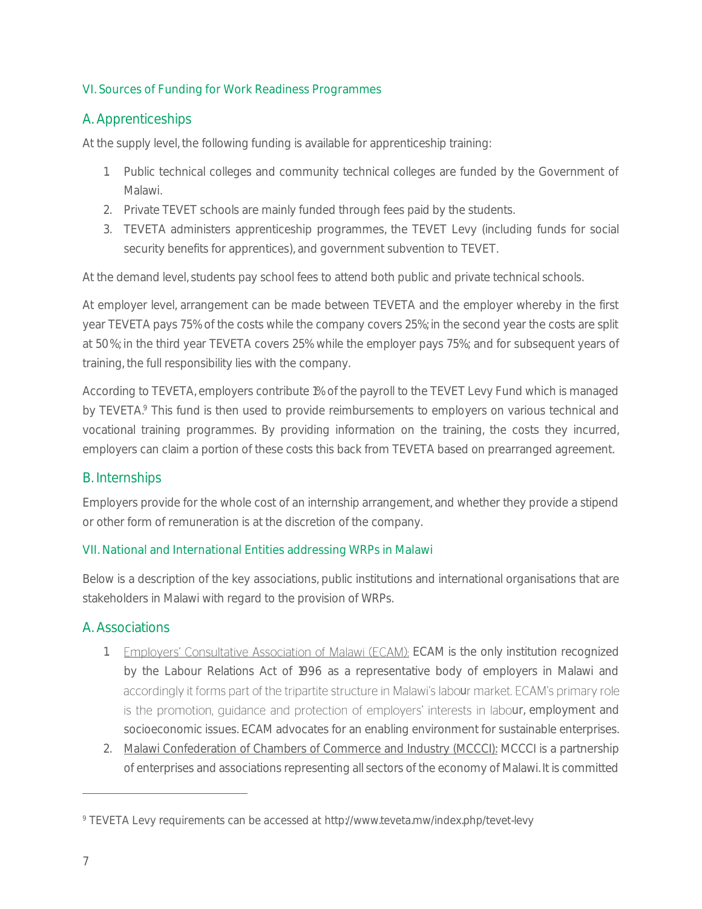## VI. Sources of Funding for Work Readiness Programmes

### A. Apprenticeships

At the supply level, the following funding is available for apprenticeship training:

1. Public technical colleges and community technical colleges are funded by the Government of Malawi.
2. Private TEVET schools are mainly funded through fees paid by the students.
3. TEVETA administers apprenticeship programmes, the TEVET Levy (including funds for social security benefits for apprentices), and government subvention to TEVET.

At the demand level, students pay school fees to attend both public and private technical schools.

At employer level, arrangement can be made between TEVETA and the employer whereby in the first year TEVETA pays 75% of the costs while the company covers 25%; in the second year the costs are split at 50%; in the third year TEVETA covers 25% while the employer pays 75%; and for subsequent years of training, the full responsibility lies with the company.

According to TEVETA, employers contribute 1% of the payroll to the TEVET Levy Fund which is managed by TEVETA.[9] This fund is then used to provide reimbursements to employers on various technical and vocational training programmes. By providing information on the training, the costs they incurred, employers can claim a portion of these costs this back from TEVETA based on prearranged agreement.

### B. Internships

Employers provide for the whole cost of an internship arrangement, and whether they provide a stipend or other form of remuneration is at the discretion of the company.

## VII. National and International Entities addressing WRPs in Malawi

Below is a description of the key associations, public institutions and international organisations that are stakeholders in Malawi with regard to the provision of WRPs.

### A. Associations

1. Employers' Consultative Association of Malawi (ECAM): ECAM is the only institution recognized by the Labour Relations Act of 1996 as a representative body of employers in Malawi and accordingly it forms part of the tripartite structure in Malawi's labour market. ECAM's primary role is the promotion, guidance and protection of employers' interests in labour, employment and socioeconomic issues. ECAM advocates for an enabling environment for sustainable enterprises.
2. Malawi Confederation of Chambers of Commerce and Industry (MCCCI): MCCCI is a partnership of enterprises and associations representing all sectors of the economy of Malawi. It is committed

[9] TEVETA Levy requirements can be accessed at http://www.teveta.mw/index.php/tevet-levy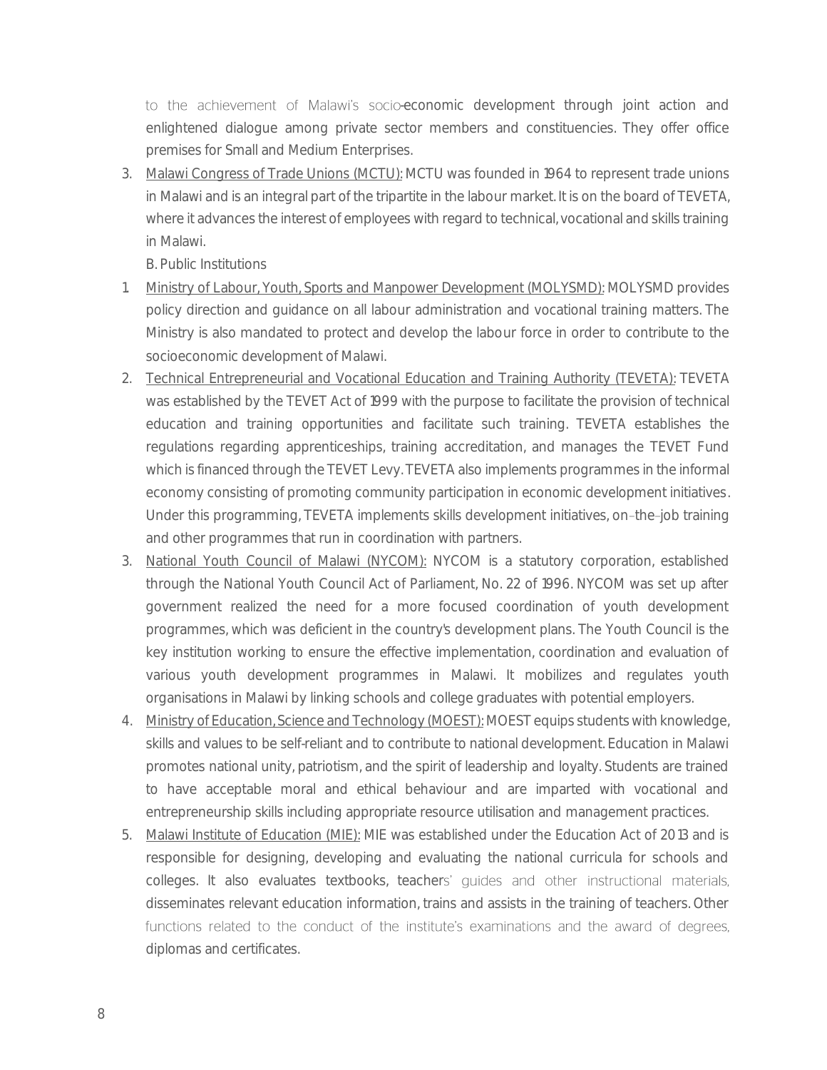to the achievement of Malawi's socio-economic development through joint action and enlightened dialogue among private sector members and constituencies. They offer office premises for Small and Medium Enterprises.

3. Malawi Congress of Trade Unions (MCTU): MCTU was founded in 1964 to represent trade unions in Malawi and is an integral part of the tripartite in the labour market. It is on the board of TEVETA, where it advances the interest of employees with regard to technical, vocational and skills training in Malawi.

B. Public Institutions

1. Ministry of Labour, Youth, Sports and Manpower Development (MOLYSMD): MOLYSMD provides policy direction and guidance on all labour administration and vocational training matters. The Ministry is also mandated to protect and develop the labour force in order to contribute to the socioeconomic development of Malawi.
2. Technical Entrepreneurial and Vocational Education and Training Authority (TEVETA): TEVETA was established by the TEVET Act of 1999 with the purpose to facilitate the provision of technical education and training opportunities and facilitate such training. TEVETA establishes the regulations regarding apprenticeships, training accreditation, and manages the TEVET Fund which is financed through the TEVET Levy. TEVETA also implements programmes in the informal economy consisting of promoting community participation in economic development initiatives. Under this programming, TEVETA implements skills development initiatives, on–the–job training and other programmes that run in coordination with partners.
3. National Youth Council of Malawi (NYCOM): NYCOM is a statutory corporation, established through the National Youth Council Act of Parliament, No. 22 of 1996. NYCOM was set up after government realized the need for a more focused coordination of youth development programmes, which was deficient in the country's development plans. The Youth Council is the key institution working to ensure the effective implementation, coordination and evaluation of various youth development programmes in Malawi. It mobilizes and regulates youth organisations in Malawi by linking schools and college graduates with potential employers.
4. Ministry of Education, Science and Technology (MOEST): MOEST equips students with knowledge, skills and values to be self-reliant and to contribute to national development. Education in Malawi promotes national unity, patriotism, and the spirit of leadership and loyalty. Students are trained to have acceptable moral and ethical behaviour and are imparted with vocational and entrepreneurship skills including appropriate resource utilisation and management practices.
5. Malawi Institute of Education (MIE): MIE was established under the Education Act of 2013 and is responsible for designing, developing and evaluating the national curricula for schools and colleges. It also evaluates textbooks, teachers' guides and other instructional materials, disseminates relevant education information, trains and assists in the training of teachers. Other functions related to the conduct of the institute's examinations and the award of degrees, diplomas and certificates.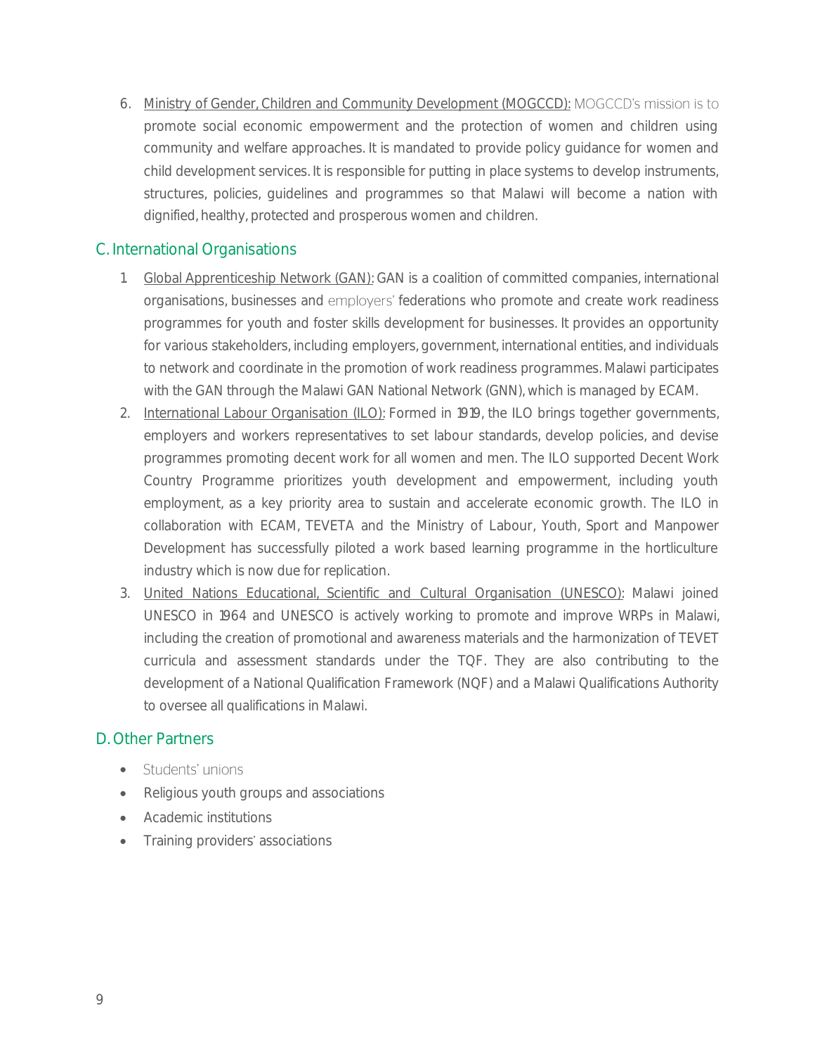6. Ministry of Gender, Children and Community Development (MOGCCD): MOGCCD's mission is to promote social economic empowerment and the protection of women and children using community and welfare approaches. It is mandated to provide policy guidance for women and child development services. It is responsible for putting in place systems to develop instruments, structures, policies, guidelines and programmes so that Malawi will become a nation with dignified, healthy, protected and prosperous women and children.

## C. International Organisations

1. Global Apprenticeship Network (GAN): GAN is a coalition of committed companies, international organisations, businesses and employers' federations who promote and create work readiness programmes for youth and foster skills development for businesses. It provides an opportunity for various stakeholders, including employers, government, international entities, and individuals to network and coordinate in the promotion of work readiness programmes. Malawi participates with the GAN through the Malawi GAN National Network (GNN), which is managed by ECAM.
2. International Labour Organisation (ILO): Formed in 1919, the ILO brings together governments, employers and workers representatives to set labour standards, develop policies, and devise programmes promoting decent work for all women and men. The ILO supported Decent Work Country Programme prioritizes youth development and empowerment, including youth employment, as a key priority area to sustain and accelerate economic growth. The ILO in collaboration with ECAM, TEVETA and the Ministry of Labour, Youth, Sport and Manpower Development has successfully piloted a work based learning programme in the hortliculture industry which is now due for replication.
3. United Nations Educational, Scientific and Cultural Organisation (UNESCO): Malawi joined UNESCO in 1964 and UNESCO is actively working to promote and improve WRPs in Malawi, including the creation of promotional and awareness materials and the harmonization of TEVET curricula and assessment standards under the TQF. They are also contributing to the development of a National Qualification Framework (NQF) and a Malawi Qualifications Authority to oversee all qualifications in Malawi.

## D. Other Partners

- Students' unions
- Religious youth groups and associations
- Academic institutions
- Training providers' associations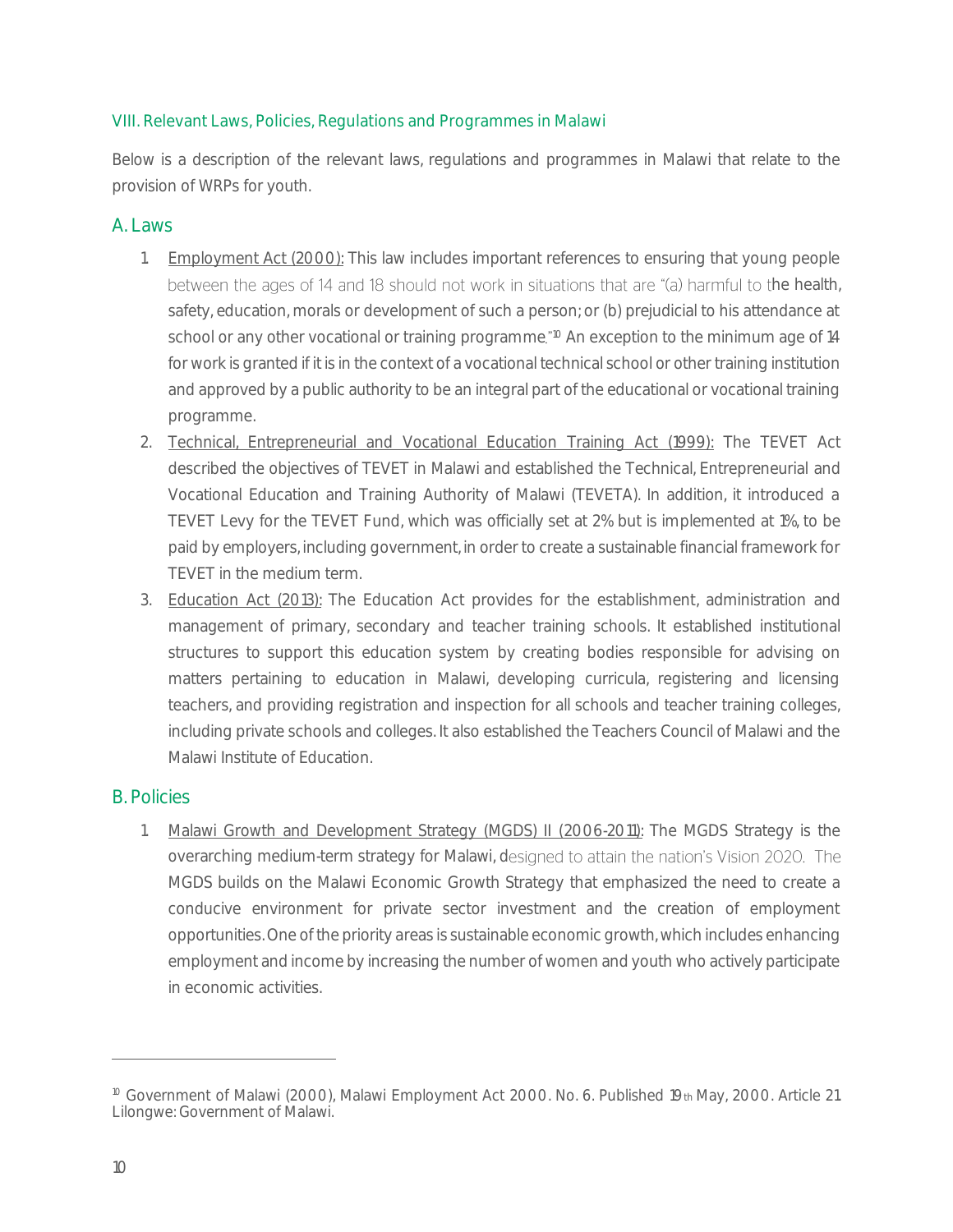## VIII. Relevant Laws, Policies, Regulations and Programmes in Malawi

Below is a description of the relevant laws, regulations and programmes in Malawi that relate to the provision of WRPs for youth.

### A. Laws

1. Employment Act (2000): This law includes important references to ensuring that young people between the ages of 14 and 18 should not work in situations that are "(a) harmful to the health, safety, education, morals or development of such a person; or (b) prejudicial to his attendance at school or any other vocational or training programme."[10] An exception to the minimum age of 14 for work is granted if it is in the context of a vocational technical school or other training institution and approved by a public authority to be an integral part of the educational or vocational training programme.
2. Technical, Entrepreneurial and Vocational Education Training Act (1999): The TEVET Act described the objectives of TEVET in Malawi and established the Technical, Entrepreneurial and Vocational Education and Training Authority of Malawi (TEVETA). In addition, it introduced a TEVET Levy for the TEVET Fund, which was officially set at 2% but is implemented at 1%, to be paid by employers, including government, in order to create a sustainable financial framework for TEVET in the medium term.
3. Education Act (2013): The Education Act provides for the establishment, administration and management of primary, secondary and teacher training schools. It established institutional structures to support this education system by creating bodies responsible for advising on matters pertaining to education in Malawi, developing curricula, registering and licensing teachers, and providing registration and inspection for all schools and teacher training colleges, including private schools and colleges. It also established the Teachers Council of Malawi and the Malawi Institute of Education.

### B. Policies

1. Malawi Growth and Development Strategy (MGDS) II (2006-2011): The MGDS Strategy is the overarching medium-term strategy for Malawi, designed to attain the nation's Vision 2020. The MGDS builds on the Malawi Economic Growth Strategy that emphasized the need to create a conducive environment for private sector investment and the creation of employment opportunities. One of the priority areas is sustainable economic growth, which includes enhancing employment and income by increasing the number of women and youth who actively participate in economic activities.

---

[10] Government of Malawi (2000), Malawi Employment Act 2000. No. 6. Published 19th May, 2000. Article 21 Lilongwe: Government of Malawi.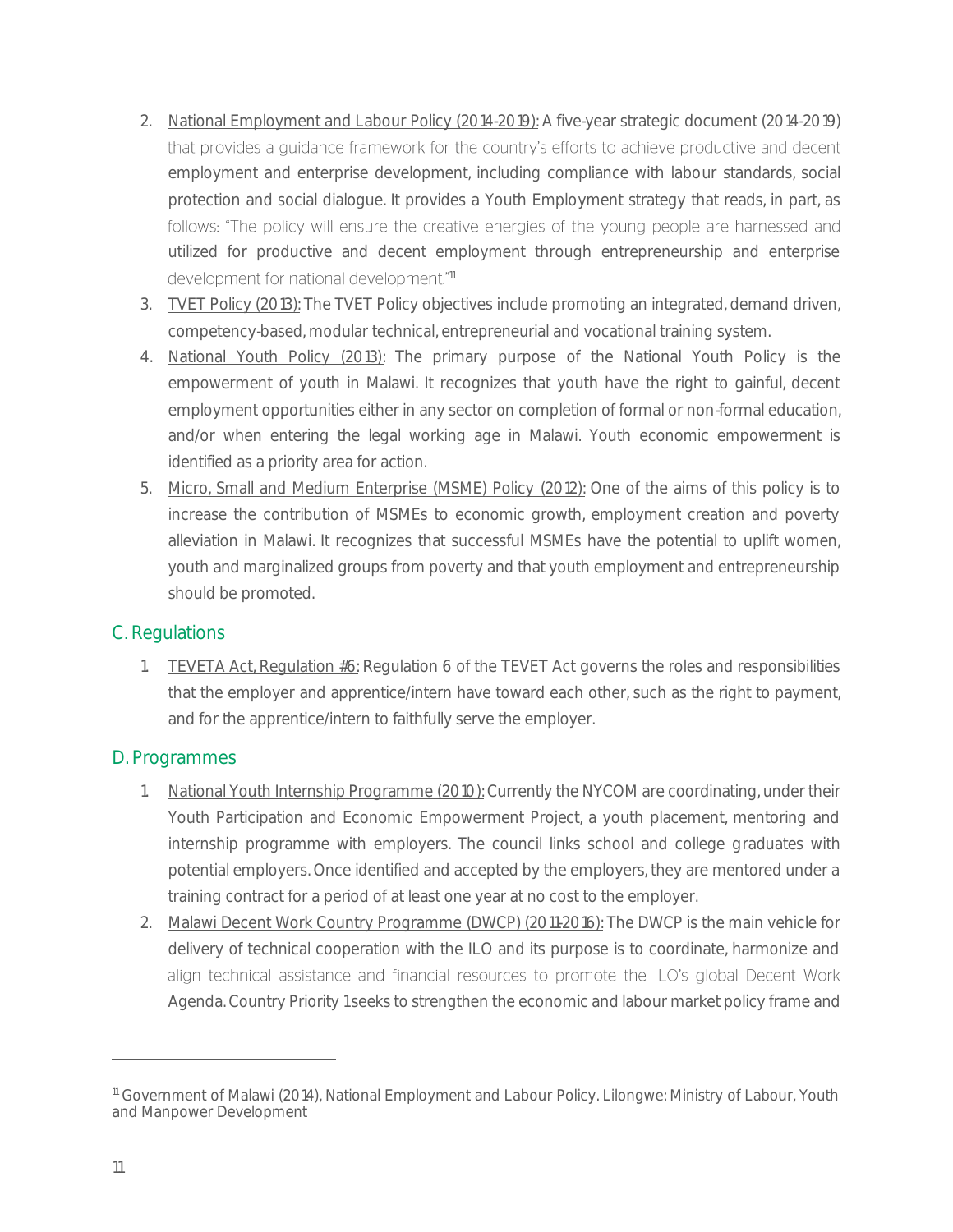2. National Employment and Labour Policy (2014-2019): A five-year strategic document (2014-2019) that provides a guidance framework for the country's efforts to achieve productive and decent employment and enterprise development, including compliance with labour standards, social protection and social dialogue. It provides a Youth Employment strategy that reads, in part, as follows: "The policy will ensure the creative energies of the young people are harnessed and utilized for productive and decent employment through entrepreneurship and enterprise development for national development."[11]
3. TVET Policy (2013): The TVET Policy objectives include promoting an integrated, demand driven, competency-based, modular technical, entrepreneurial and vocational training system.
4. National Youth Policy (2013): The primary purpose of the National Youth Policy is the empowerment of youth in Malawi. It recognizes that youth have the right to gainful, decent employment opportunities either in any sector on completion of formal or non-formal education, and/or when entering the legal working age in Malawi. Youth economic empowerment is identified as a priority area for action.
5. Micro, Small and Medium Enterprise (MSME) Policy (2012): One of the aims of this policy is to increase the contribution of MSMEs to economic growth, employment creation and poverty alleviation in Malawi. It recognizes that successful MSMEs have the potential to uplift women, youth and marginalized groups from poverty and that youth employment and entrepreneurship should be promoted.

## C. Regulations

1. TEVETA Act, Regulation #6: Regulation 6 of the TEVET Act governs the roles and responsibilities that the employer and apprentice/intern have toward each other, such as the right to payment, and for the apprentice/intern to faithfully serve the employer.

## D. Programmes

1. National Youth Internship Programme (2010): Currently the NYCOM are coordinating, under their Youth Participation and Economic Empowerment Project, a youth placement, mentoring and internship programme with employers. The council links school and college graduates with potential employers. Once identified and accepted by the employers, they are mentored under a training contract for a period of at least one year at no cost to the employer.
2. Malawi Decent Work Country Programme (DWCP) (2011-2016): The DWCP is the main vehicle for delivery of technical cooperation with the ILO and its purpose is to coordinate, harmonize and align technical assistance and financial resources to promote the ILO's global Decent Work Agenda. Country Priority 1 seeks to strengthen the economic and labour market policy frame and

---

[11] Government of Malawi (2014), National Employment and Labour Policy. Lilongwe: Ministry of Labour, Youth and Manpower Development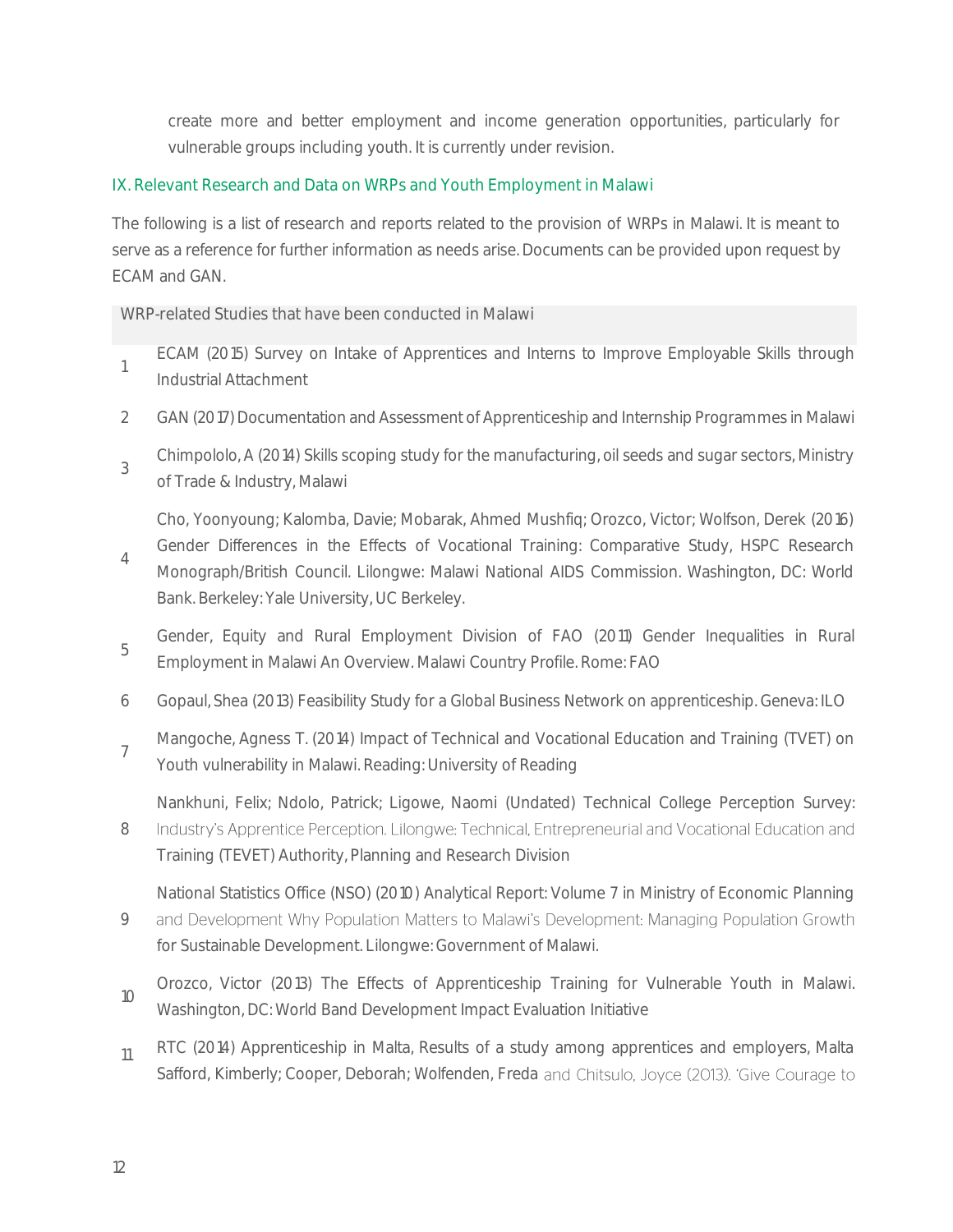create more and better employment and income generation opportunities, particularly for vulnerable groups including youth. It is currently under revision.

## IX. Relevant Research and Data on WRPs and Youth Employment in Malawi

The following is a list of research and reports related to the provision of WRPs in Malawi. It is meant to serve as a reference for further information as needs arise. Documents can be provided upon request by ECAM and GAN.

| | WRP-related Studies that have been conducted in Malawi |
|---|---|
| 1 | ECAM (2015) Survey on Intake of Apprentices and Interns to Improve Employable Skills through Industrial Attachment |
| 2 | GAN (2017) Documentation and Assessment of Apprenticeship and Internship Programmes in Malawi |
| 3 | Chimpololo, A (2014) Skills scoping study for the manufacturing, oil seeds and sugar sectors, Ministry of Trade & Industry, Malawi |
| 4 | Cho, Yoonyoung; Kalomba, Davie; Mobarak, Ahmed Mushfiq; Orozco, Victor; Wolfson, Derek (2016) Gender Differences in the Effects of Vocational Training: Comparative Study, HSPC Research Monograph/British Council. Lilongwe: Malawi National AIDS Commission. Washington, DC: World Bank. Berkeley: Yale University, UC Berkeley. |
| 5 | Gender, Equity and Rural Employment Division of FAO (2011) Gender Inequalities in Rural Employment in Malawi An Overview. Malawi Country Profile. Rome: FAO |
| 6 | Gopaul, Shea (2013) Feasibility Study for a Global Business Network on apprenticeship. Geneva: ILO |
| 7 | Mangoche, Agness T. (2014) Impact of Technical and Vocational Education and Training (TVET) on Youth vulnerability in Malawi. Reading: University of Reading |
| 8 | Nankhuni, Felix; Ndolo, Patrick; Ligowe, Naomi (Undated) Technical College Perception Survey: Industry's Apprentice Perception. Lilongwe: Technical, Entrepreneurial and Vocational Education and Training (TEVET) Authority, Planning and Research Division |
| 9 | National Statistics Office (NSO) (2010) Analytical Report: Volume 7 in Ministry of Economic Planning and Development Why Population Matters to Malawi's Development: Managing Population Growth for Sustainable Development. Lilongwe: Government of Malawi. |
| 10 | Orozco, Victor (2013) The Effects of Apprenticeship Training for Vulnerable Youth in Malawi. Washington, DC: World Band Development Impact Evaluation Initiative |
| 11 | RTC (2014) Apprenticeship in Malta, Results of a study among apprentices and employers, Malta Safford, Kimberly; Cooper, Deborah; Wolfenden, Freda and Chitsulo, Joyce (2013). 'Give Courage to |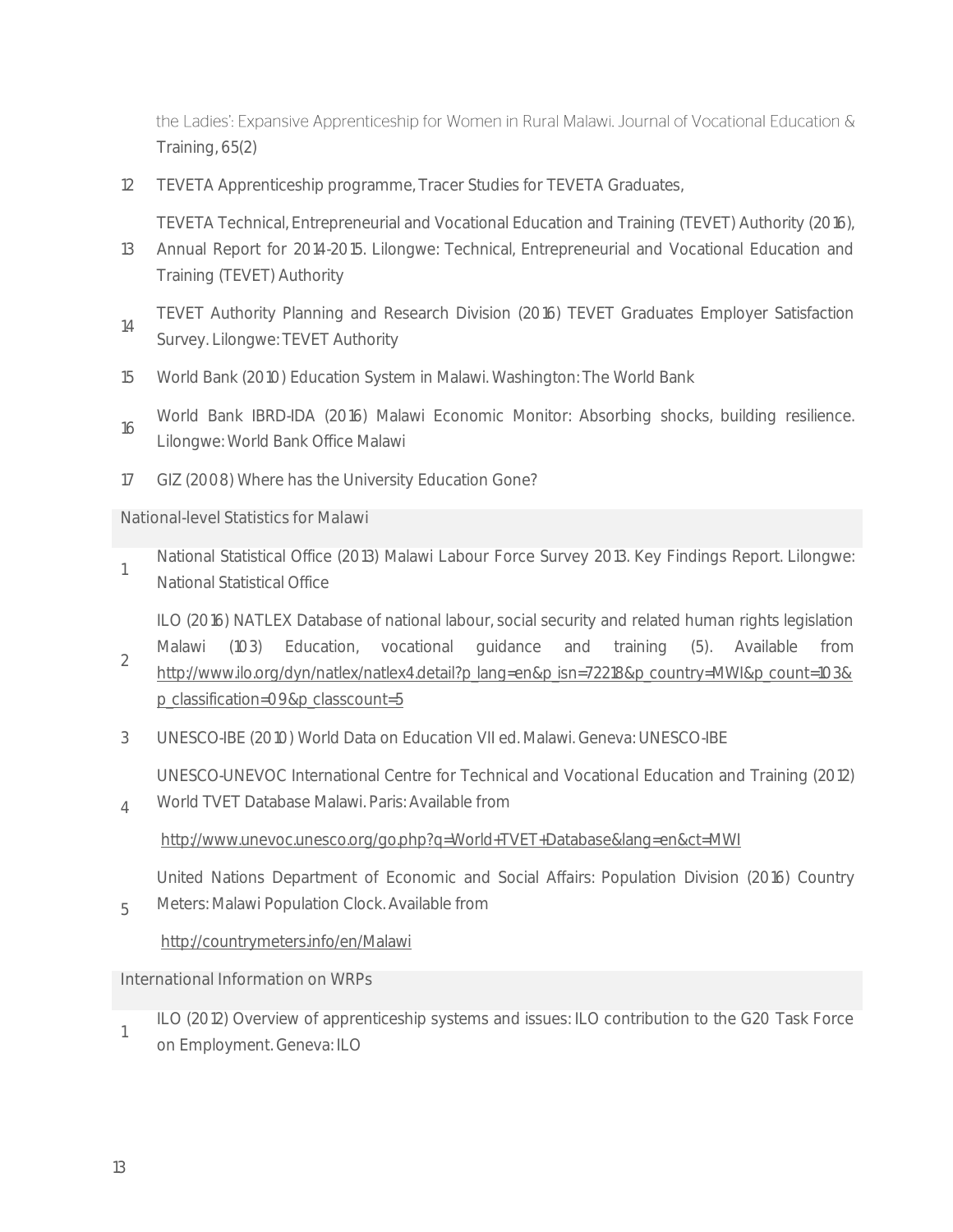the Ladies': Expansive Apprenticeship for Women in Rural Malawi. Journal of Vocational Education & Training, 65(2)

12 TEVETA Apprenticeship programme, Tracer Studies for TEVETA Graduates,

13 TEVETA Technical, Entrepreneurial and Vocational Education and Training (TEVET) Authority (2016), Annual Report for 2014-2015. Lilongwe: Technical, Entrepreneurial and Vocational Education and Training (TEVET) Authority

14 TEVET Authority Planning and Research Division (2016) TEVET Graduates Employer Satisfaction Survey. Lilongwe: TEVET Authority

15 World Bank (2010) Education System in Malawi. Washington: The World Bank

16 World Bank IBRD-IDA (2016) Malawi Economic Monitor: Absorbing shocks, building resilience. Lilongwe: World Bank Office Malawi

17 GIZ (2008) Where has the University Education Gone?

## National-level Statistics for Malawi

1 National Statistical Office (2013) Malawi Labour Force Survey 2013. Key Findings Report. Lilongwe: National Statistical Office

2 ILO (2016) NATLEX Database of national labour, social security and related human rights legislation Malawi (103) Education, vocational guidance and training (5). Available from http://www.ilo.org/dyn/natlex/natlex4.detail?p_lang=en&p_isn=72218&p_country=MWI&p_count=103&p_classification=09&p_classcount=5

3 UNESCO-IBE (2010) World Data on Education VII ed. Malawi. Geneva: UNESCO-IBE

4 UNESCO-UNEVOC International Centre for Technical and Vocational Education and Training (2012) World TVET Database Malawi. Paris: Available from

http://www.unevoc.unesco.org/go.php?q=World+TVET+Database&lang=en&ct=MWI

5 United Nations Department of Economic and Social Affairs: Population Division (2016) Country Meters: Malawi Population Clock. Available from

http://countrymeters.info/en/Malawi

## International Information on WRPs

1 ILO (2012) Overview of apprenticeship systems and issues: ILO contribution to the G20 Task Force on Employment. Geneva: ILO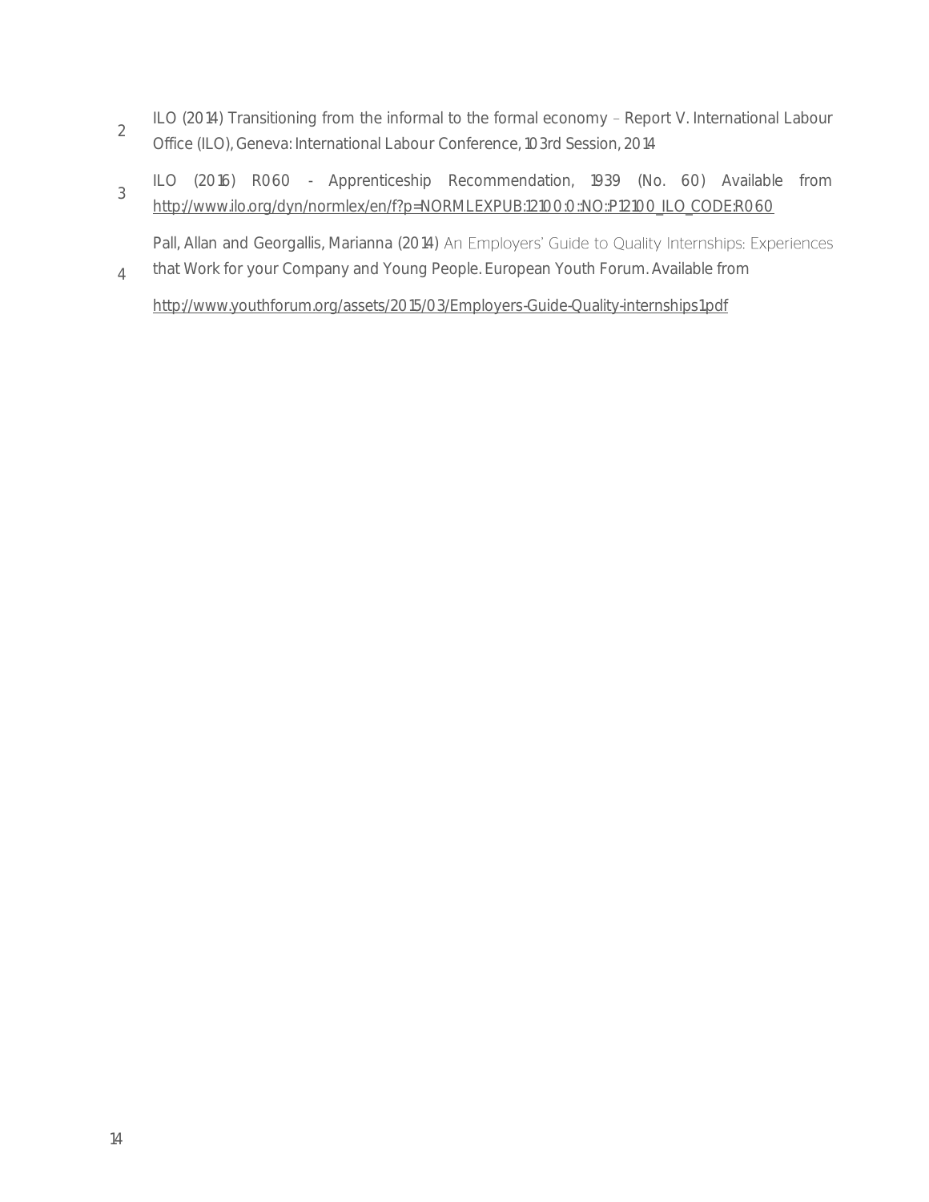[2] ILO (2014) Transitioning from the informal to the formal economy – Report V. International Labour Office (ILO), Geneva: International Labour Conference, 103rd Session, 2014

[3] ILO (2016) R060 - Apprenticeship Recommendation, 1939 (No. 60) Available from http://www.ilo.org/dyn/normlex/en/f?p=NORMLEXPUB:12100:0::NO::P12100_ILO_CODE:R060

[4] Pall, Allan and Georgallis, Marianna (2014) An Employers' Guide to Quality Internships: Experiences that Work for your Company and Young People. European Youth Forum. Available from

http://www.youthforum.org/assets/2015/03/Employers-Guide-Quality-internships1.pdf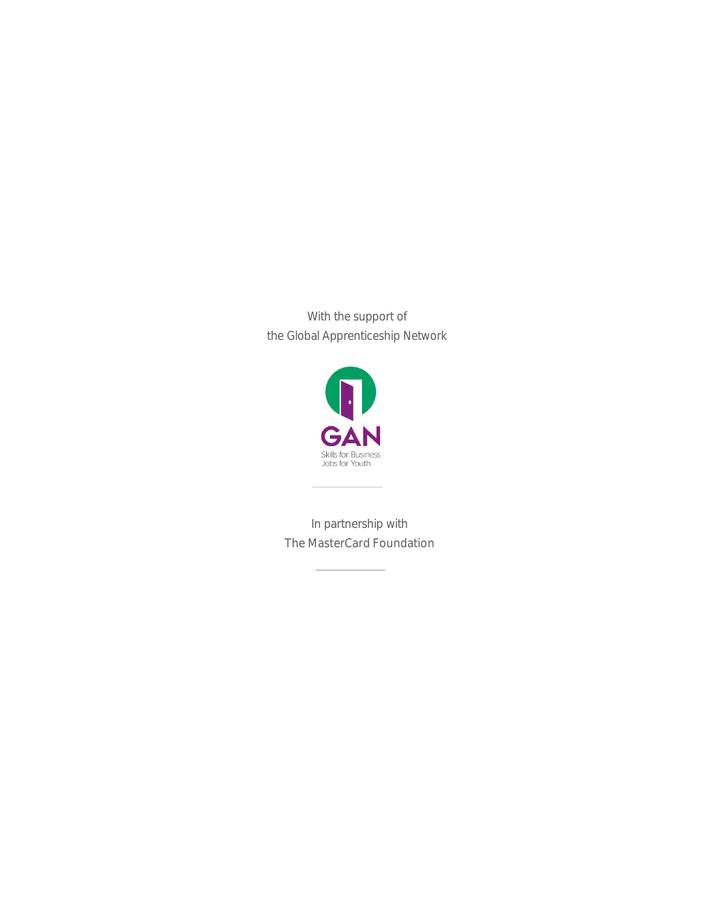With the support of
the Global Apprenticeship Network

GAN
Skills for Business
Jobs for Youth

In partnership with
The MasterCard Foundation